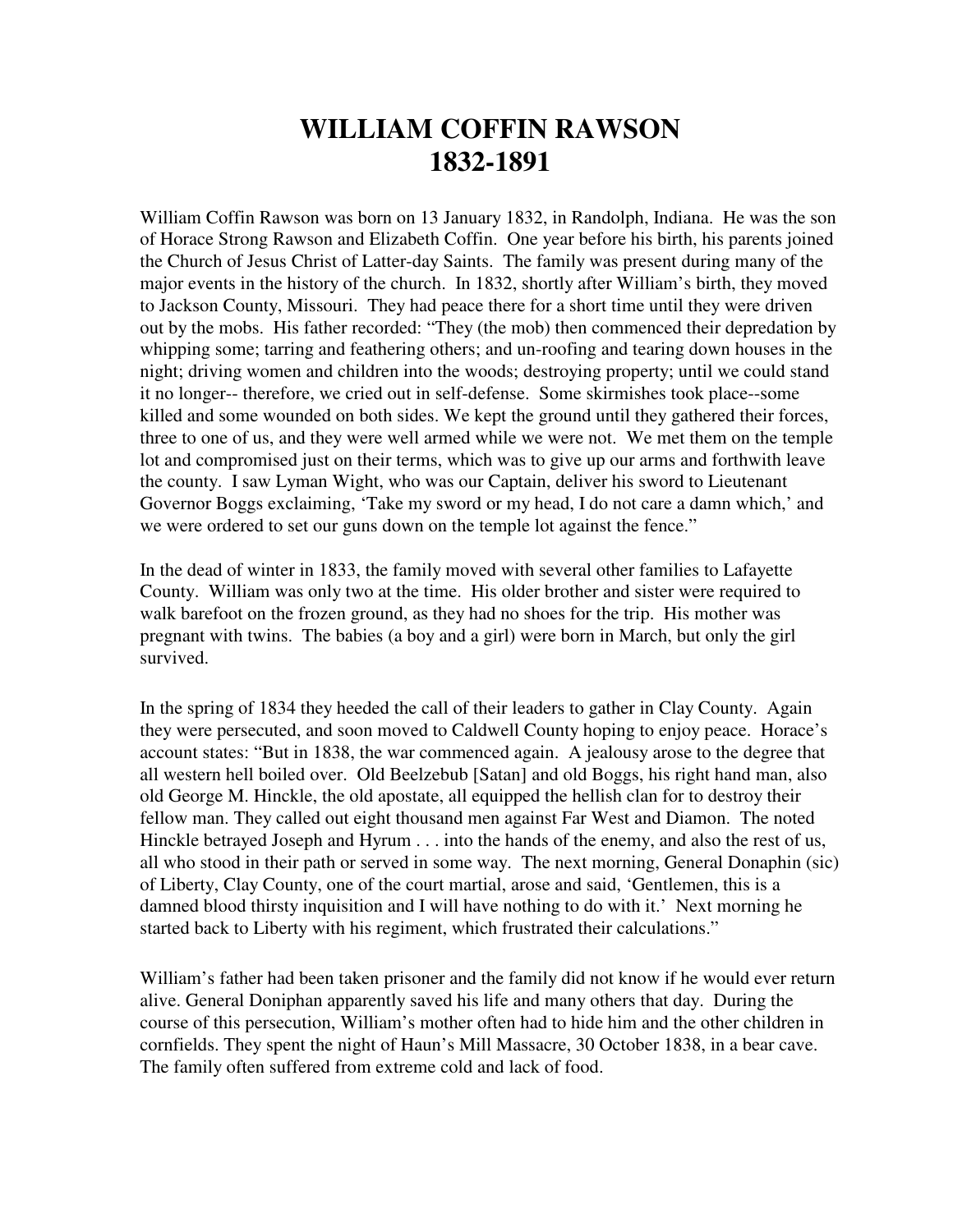# WILLIAM COFFIN RAWSON
# 1832-1891

William Coffin Rawson was born on 13 January 1832, in Randolph, Indiana. He was the son of Horace Strong Rawson and Elizabeth Coffin. One year before his birth, his parents joined the Church of Jesus Christ of Latter-day Saints. The family was present during many of the major events in the history of the church. In 1832, shortly after William's birth, they moved to Jackson County, Missouri. They had peace there for a short time until they were driven out by the mobs. His father recorded: "They (the mob) then commenced their depredation by whipping some; tarring and feathering others; and un-roofing and tearing down houses in the night; driving women and children into the woods; destroying property; until we could stand it no longer-- therefore, we cried out in self-defense. Some skirmishes took place--some killed and some wounded on both sides. We kept the ground until they gathered their forces, three to one of us, and they were well armed while we were not. We met them on the temple lot and compromised just on their terms, which was to give up our arms and forthwith leave the county. I saw Lyman Wight, who was our Captain, deliver his sword to Lieutenant Governor Boggs exclaiming, 'Take my sword or my head, I do not care a damn which,' and we were ordered to set our guns down on the temple lot against the fence."

In the dead of winter in 1833, the family moved with several other families to Lafayette County. William was only two at the time. His older brother and sister were required to walk barefoot on the frozen ground, as they had no shoes for the trip. His mother was pregnant with twins. The babies (a boy and a girl) were born in March, but only the girl survived.

In the spring of 1834 they heeded the call of their leaders to gather in Clay County. Again they were persecuted, and soon moved to Caldwell County hoping to enjoy peace. Horace's account states: "But in 1838, the war commenced again. A jealousy arose to the degree that all western hell boiled over. Old Beelzebub [Satan] and old Boggs, his right hand man, also old George M. Hinckle, the old apostate, all equipped the hellish clan for to destroy their fellow man. They called out eight thousand men against Far West and Diamon. The noted Hinckle betrayed Joseph and Hyrum . . . into the hands of the enemy, and also the rest of us, all who stood in their path or served in some way. The next morning, General Donaphin (sic) of Liberty, Clay County, one of the court martial, arose and said, 'Gentlemen, this is a damned blood thirsty inquisition and I will have nothing to do with it.' Next morning he started back to Liberty with his regiment, which frustrated their calculations."

William's father had been taken prisoner and the family did not know if he would ever return alive. General Doniphan apparently saved his life and many others that day. During the course of this persecution, William's mother often had to hide him and the other children in cornfields. They spent the night of Haun's Mill Massacre, 30 October 1838, in a bear cave. The family often suffered from extreme cold and lack of food.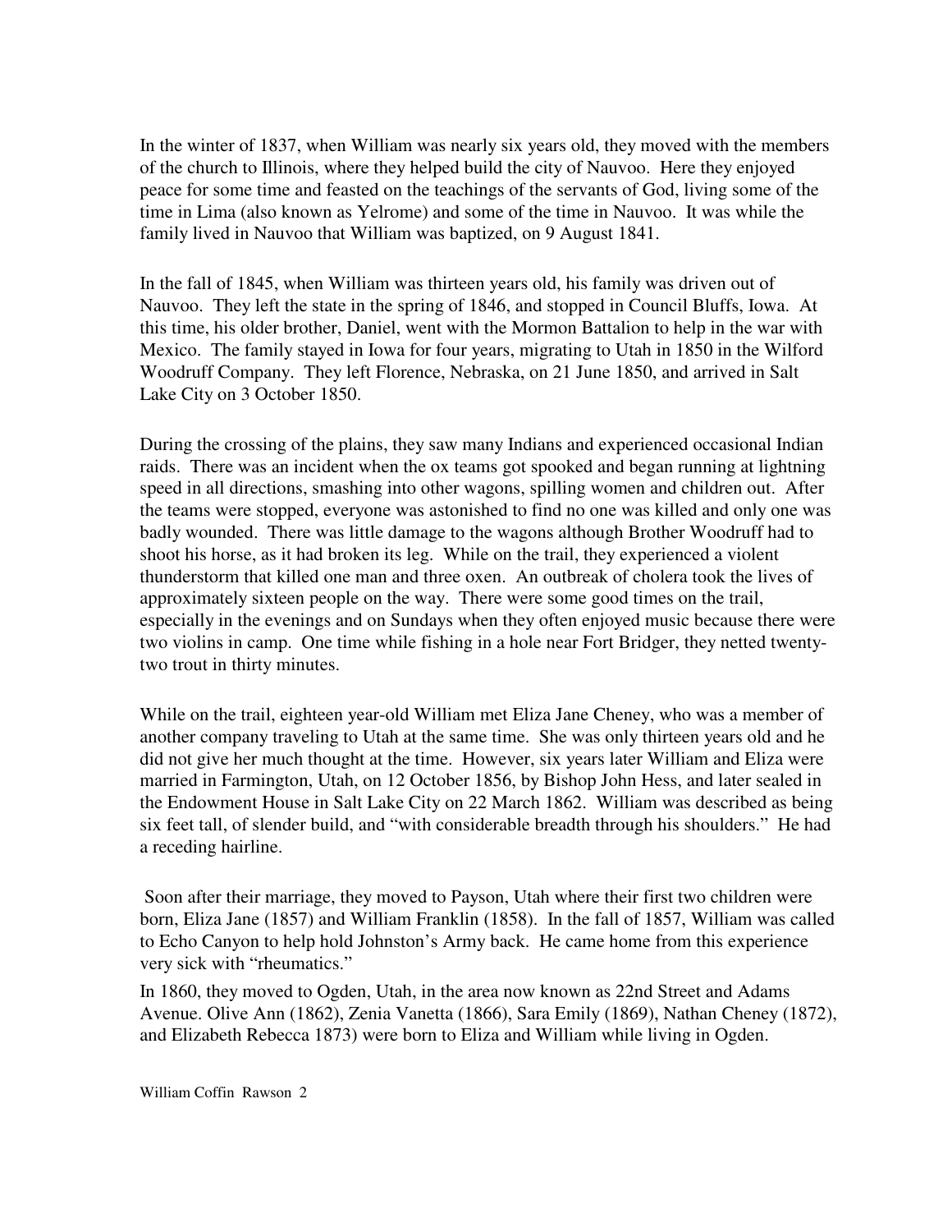In the winter of 1837, when William was nearly six years old, they moved with the members of the church to Illinois, where they helped build the city of Nauvoo. Here they enjoyed peace for some time and feasted on the teachings of the servants of God, living some of the time in Lima (also known as Yelrome) and some of the time in Nauvoo. It was while the family lived in Nauvoo that William was baptized, on 9 August 1841.

In the fall of 1845, when William was thirteen years old, his family was driven out of Nauvoo. They left the state in the spring of 1846, and stopped in Council Bluffs, Iowa. At this time, his older brother, Daniel, went with the Mormon Battalion to help in the war with Mexico. The family stayed in Iowa for four years, migrating to Utah in 1850 in the Wilford Woodruff Company. They left Florence, Nebraska, on 21 June 1850, and arrived in Salt Lake City on 3 October 1850.

During the crossing of the plains, they saw many Indians and experienced occasional Indian raids. There was an incident when the ox teams got spooked and began running at lightning speed in all directions, smashing into other wagons, spilling women and children out. After the teams were stopped, everyone was astonished to find no one was killed and only one was badly wounded. There was little damage to the wagons although Brother Woodruff had to shoot his horse, as it had broken its leg. While on the trail, they experienced a violent thunderstorm that killed one man and three oxen. An outbreak of cholera took the lives of approximately sixteen people on the way. There were some good times on the trail, especially in the evenings and on Sundays when they often enjoyed music because there were two violins in camp. One time while fishing in a hole near Fort Bridger, they netted twenty-two trout in thirty minutes.

While on the trail, eighteen year-old William met Eliza Jane Cheney, who was a member of another company traveling to Utah at the same time. She was only thirteen years old and he did not give her much thought at the time. However, six years later William and Eliza were married in Farmington, Utah, on 12 October 1856, by Bishop John Hess, and later sealed in the Endowment House in Salt Lake City on 22 March 1862. William was described as being six feet tall, of slender build, and "with considerable breadth through his shoulders." He had a receding hairline.

Soon after their marriage, they moved to Payson, Utah where their first two children were born, Eliza Jane (1857) and William Franklin (1858). In the fall of 1857, William was called to Echo Canyon to help hold Johnston's Army back. He came home from this experience very sick with "rheumatics."

In 1860, they moved to Ogden, Utah, in the area now known as 22nd Street and Adams Avenue. Olive Ann (1862), Zenia Vanetta (1866), Sara Emily (1869), Nathan Cheney (1872), and Elizabeth Rebecca 1873) were born to Eliza and William while living in Ogden.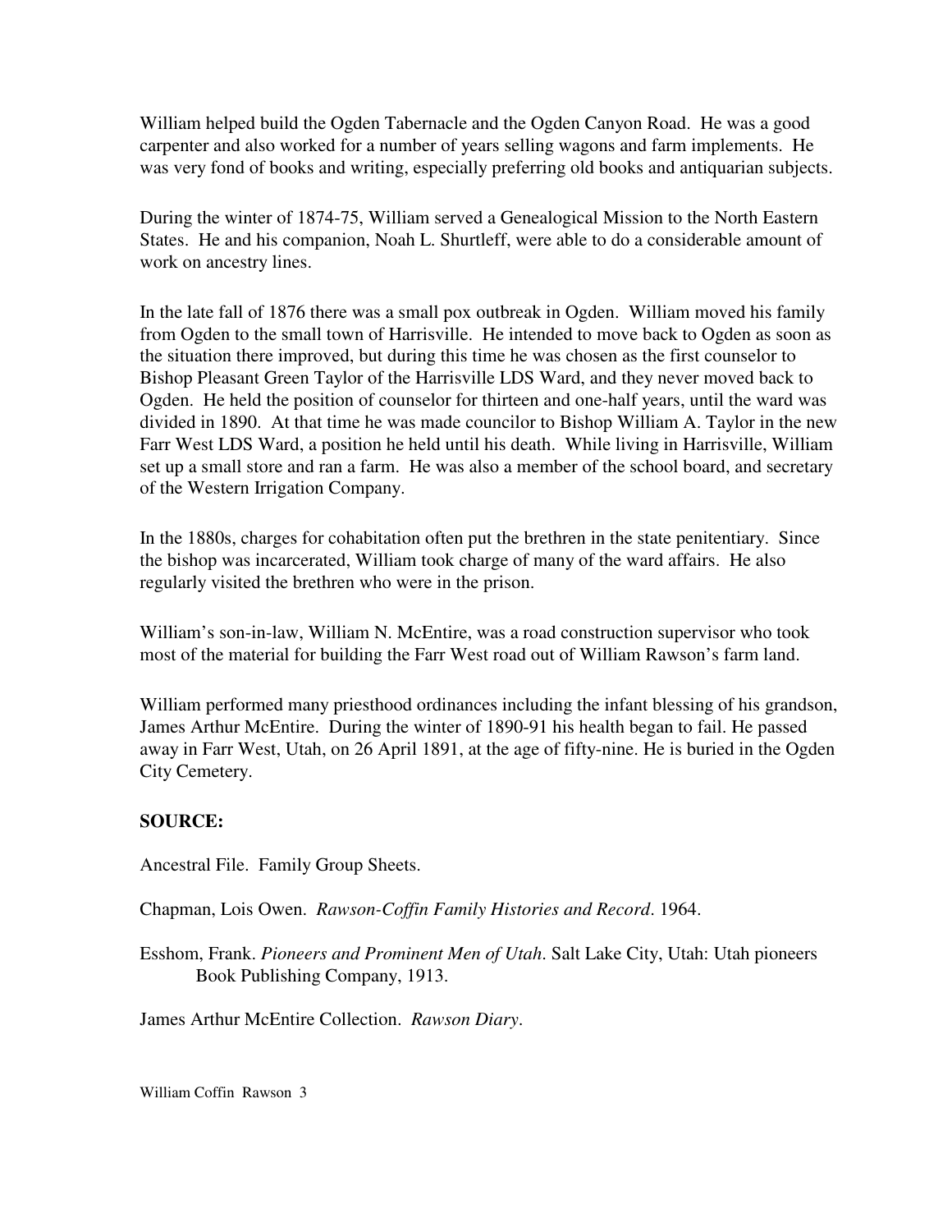William helped build the Ogden Tabernacle and the Ogden Canyon Road. He was a good carpenter and also worked for a number of years selling wagons and farm implements. He was very fond of books and writing, especially preferring old books and antiquarian subjects.

During the winter of 1874-75, William served a Genealogical Mission to the North Eastern States. He and his companion, Noah L. Shurtleff, were able to do a considerable amount of work on ancestry lines.

In the late fall of 1876 there was a small pox outbreak in Ogden. William moved his family from Ogden to the small town of Harrisville. He intended to move back to Ogden as soon as the situation there improved, but during this time he was chosen as the first counselor to Bishop Pleasant Green Taylor of the Harrisville LDS Ward, and they never moved back to Ogden. He held the position of counselor for thirteen and one-half years, until the ward was divided in 1890. At that time he was made councilor to Bishop William A. Taylor in the new Farr West LDS Ward, a position he held until his death. While living in Harrisville, William set up a small store and ran a farm. He was also a member of the school board, and secretary of the Western Irrigation Company.

In the 1880s, charges for cohabitation often put the brethren in the state penitentiary. Since the bishop was incarcerated, William took charge of many of the ward affairs. He also regularly visited the brethren who were in the prison.

William's son-in-law, William N. McEntire, was a road construction supervisor who took most of the material for building the Farr West road out of William Rawson's farm land.

William performed many priesthood ordinances including the infant blessing of his grandson, James Arthur McEntire. During the winter of 1890-91 his health began to fail. He passed away in Farr West, Utah, on 26 April 1891, at the age of fifty-nine. He is buried in the Ogden City Cemetery.

**SOURCE:**

Ancestral File. Family Group Sheets.

Chapman, Lois Owen. *Rawson-Coffin Family Histories and Record*. 1964.

Esshom, Frank. *Pioneers and Prominent Men of Utah*. Salt Lake City, Utah: Utah pioneers Book Publishing Company, 1913.

James Arthur McEntire Collection. *Rawson Diary*.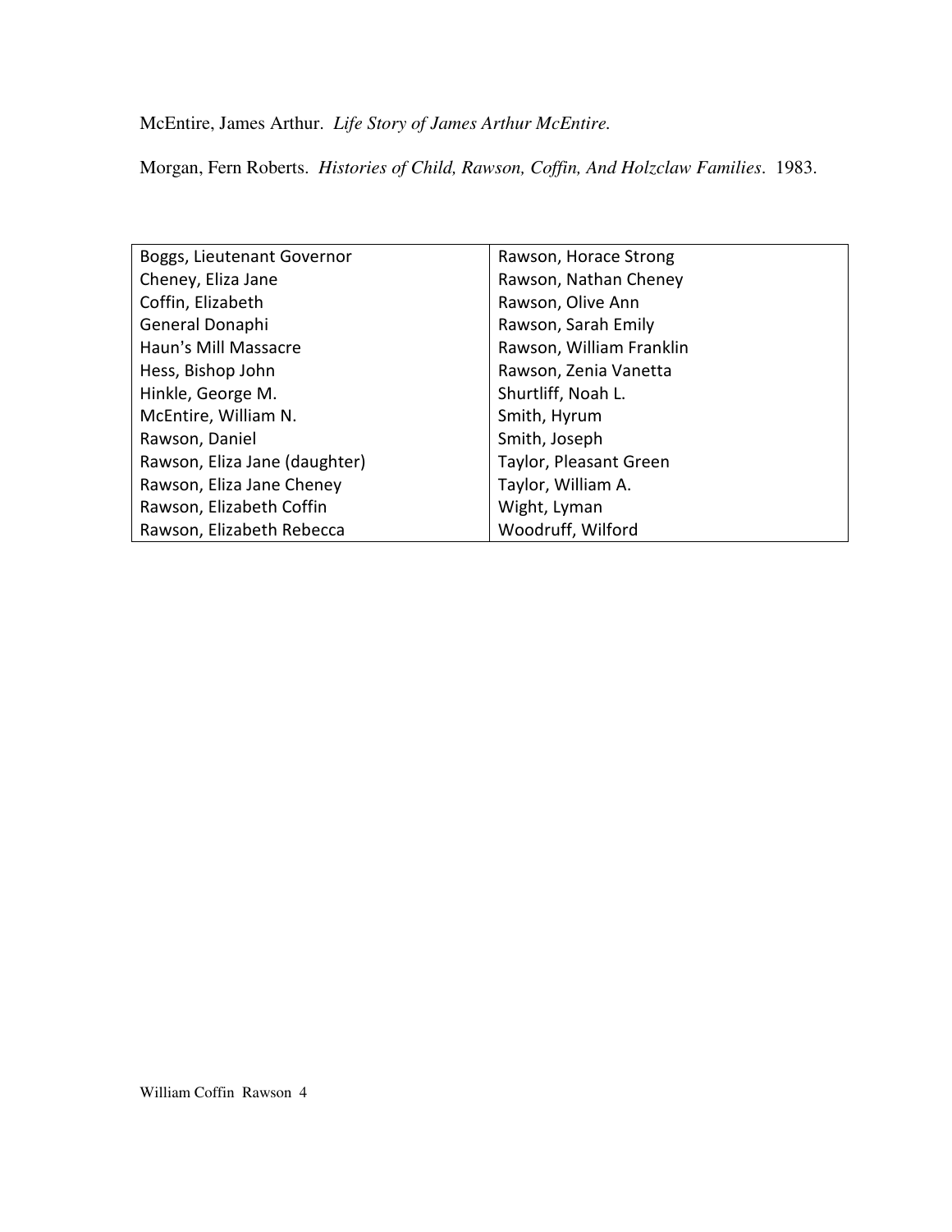McEntire, James Arthur. *Life Story of James Arthur McEntire.*

Morgan, Fern Roberts. *Histories of Child, Rawson, Coffin, And Holzclaw Families*. 1983.

| | |
|---|---|
| Boggs, Lieutenant Governor | Rawson, Horace Strong |
| Cheney, Eliza Jane | Rawson, Nathan Cheney |
| Coffin, Elizabeth | Rawson, Olive Ann |
| General Donaphi | Rawson, Sarah Emily |
| Haun's Mill Massacre | Rawson, William Franklin |
| Hess, Bishop John | Rawson, Zenia Vanetta |
| Hinkle, George M. | Shurtliff, Noah L. |
| McEntire, William N. | Smith, Hyrum |
| Rawson, Daniel | Smith, Joseph |
| Rawson, Eliza Jane (daughter) | Taylor, Pleasant Green |
| Rawson, Eliza Jane Cheney | Taylor, William A. |
| Rawson, Elizabeth Coffin | Wight, Lyman |
| Rawson, Elizabeth Rebecca | Woodruff, Wilford |